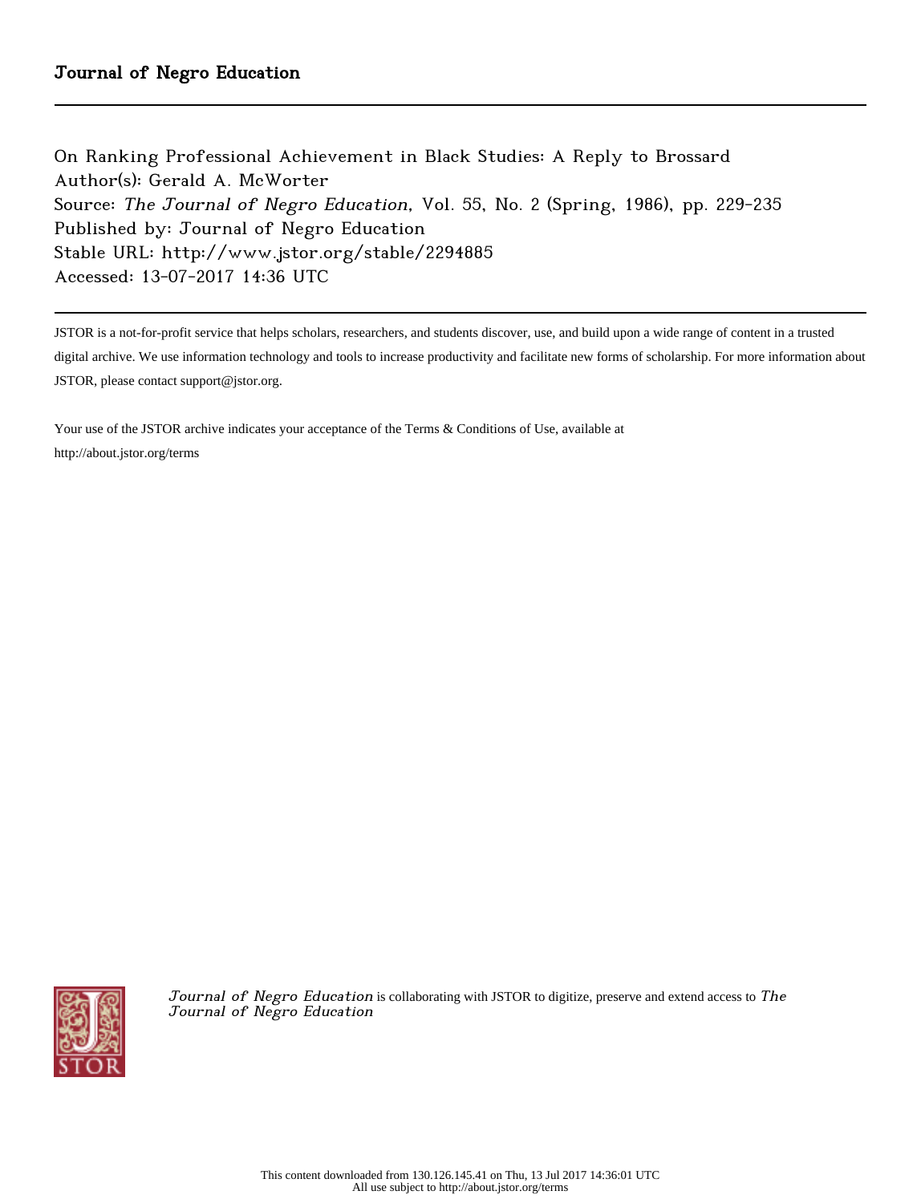Journal of Negro Education

On Ranking Professional Achievement in Black Studies: A Reply to Brossard
Author(s): Gerald A. McWorter
Source: *The Journal of Negro Education*, Vol. 55, No. 2 (Spring, 1986), pp. 229-235
Published by: Journal of Negro Education
Stable URL: http://www.jstor.org/stable/2294885
Accessed: 13-07-2017 14:36 UTC

JSTOR is a not-for-profit service that helps scholars, researchers, and students discover, use, and build upon a wide range of content in a trusted digital archive. We use information technology and tools to increase productivity and facilitate new forms of scholarship. For more information about JSTOR, please contact support@jstor.org.

Your use of the JSTOR archive indicates your acceptance of the Terms & Conditions of Use, available at http://about.jstor.org/terms

*Journal of Negro Education* is collaborating with JSTOR to digitize, preserve and extend access to *The Journal of Negro Education*

This content downloaded from 130.126.145.41 on Thu, 13 Jul 2017 14:36:01 UTC
All use subject to http://about.jstor.org/terms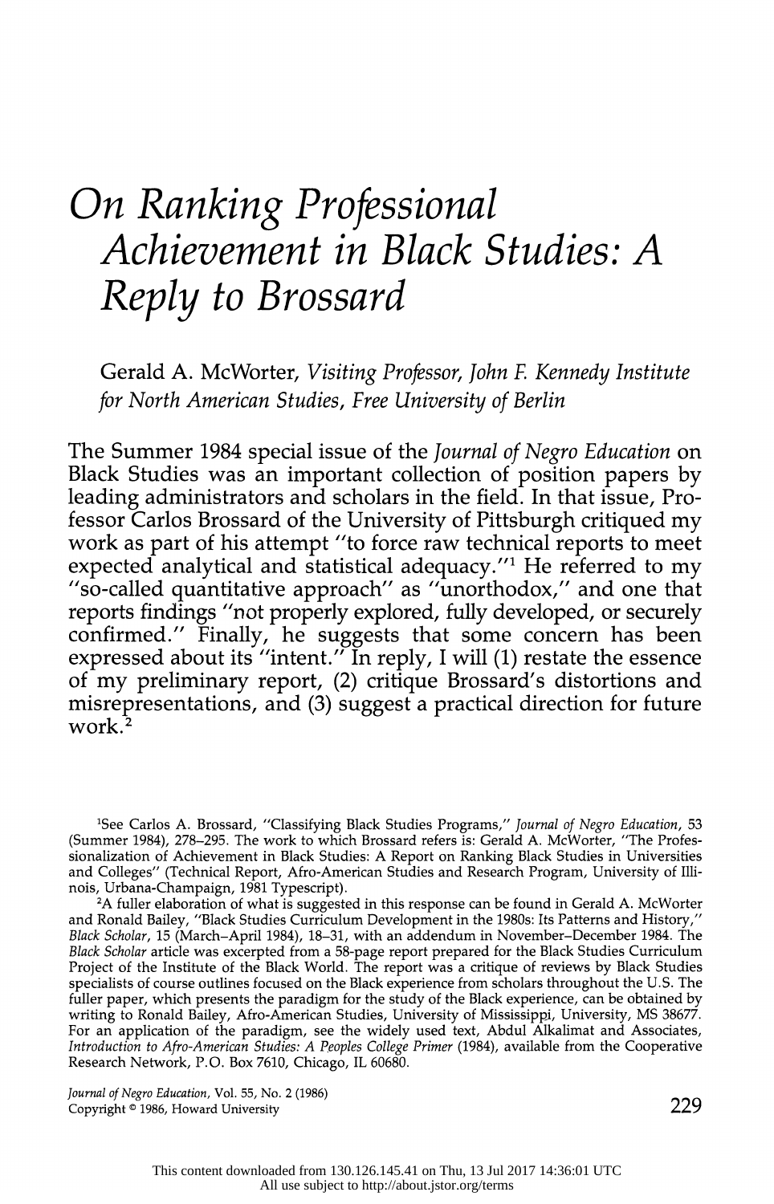# On Ranking Professional Achievement in Black Studies: A Reply to Brossard

Gerald A. McWorter, *Visiting Professor, John F. Kennedy Institute for North American Studies, Free University of Berlin*

The Summer 1984 special issue of the *Journal of Negro Education* on Black Studies was an important collection of position papers by leading administrators and scholars in the field. In that issue, Professor Carlos Brossard of the University of Pittsburgh critiqued my work as part of his attempt "to force raw technical reports to meet expected analytical and statistical adequacy."[1] He referred to my "so-called quantitative approach" as "unorthodox," and one that reports findings "not properly explored, fully developed, or securely confirmed." Finally, he suggests that some concern has been expressed about its "intent." In reply, I will (1) restate the essence of my preliminary report, (2) critique Brossard's distortions and misrepresentations, and (3) suggest a practical direction for future work.[2]

[1] See Carlos A. Brossard, "Classifying Black Studies Programs," *Journal of Negro Education*, 53 (Summer 1984), 278–295. The work to which Brossard refers is: Gerald A. McWorter, "The Professionalization of Achievement in Black Studies: A Report on Ranking Black Studies in Universities and Colleges" (Technical Report, Afro-American Studies and Research Program, University of Illinois, Urbana-Champaign, 1981 Typescript).

[2] A fuller elaboration of what is suggested in this response can be found in Gerald A. McWorter and Ronald Bailey, "Black Studies Curriculum Development in the 1980s: Its Patterns and History," *Black Scholar*, 15 (March–April 1984), 18–31, with an addendum in November–December 1984. The *Black Scholar* article was excerpted from a 58-page report prepared for the Black Studies Curriculum Project of the Institute of the Black World. The report was a critique of reviews by Black Studies specialists of course outlines focused on the Black experience from scholars throughout the U.S. The fuller paper, which presents the paradigm for the study of the Black experience, can be obtained by writing to Ronald Bailey, Afro-American Studies, University of Mississippi, University, MS 38677. For an application of the paradigm, see the widely used text, Abdul Alkalimat and Associates, *Introduction to Afro-American Studies: A Peoples College Primer* (1984), available from the Cooperative Research Network, P.O. Box 7610, Chicago, IL 60680.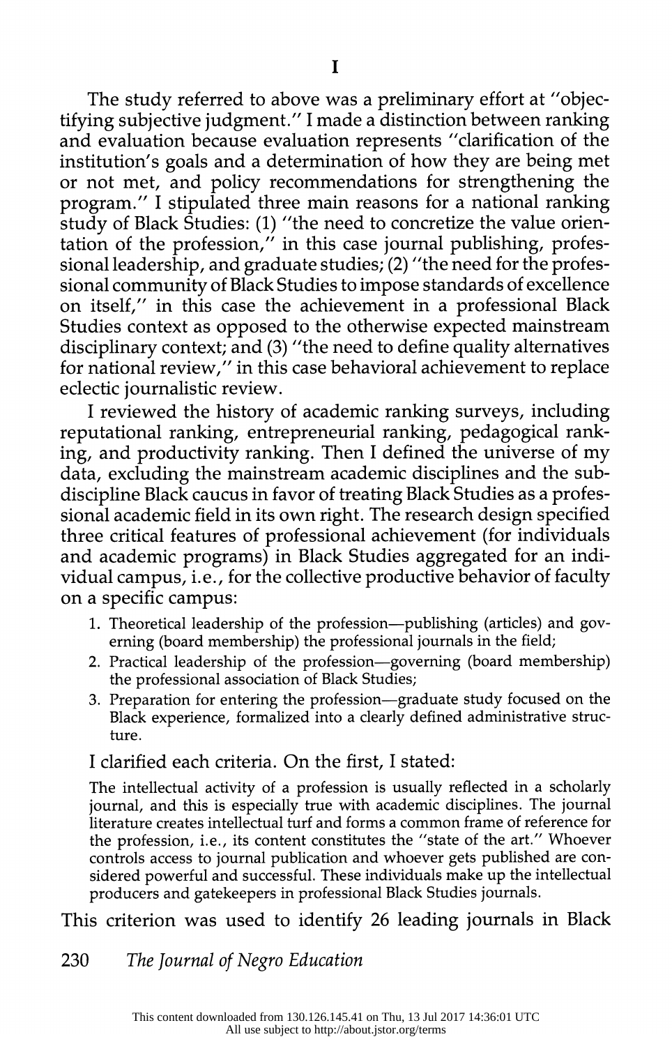# I

The study referred to above was a preliminary effort at "objectifying subjective judgment." I made a distinction between ranking and evaluation because evaluation represents "clarification of the institution's goals and a determination of how they are being met or not met, and policy recommendations for strengthening the program." I stipulated three main reasons for a national ranking study of Black Studies: (1) "the need to concretize the value orientation of the profession," in this case journal publishing, professional leadership, and graduate studies; (2) "the need for the professional community of Black Studies to impose standards of excellence on itself," in this case the achievement in a professional Black Studies context as opposed to the otherwise expected mainstream disciplinary context; and (3) "the need to define quality alternatives for national review," in this case behavioral achievement to replace eclectic journalistic review.

I reviewed the history of academic ranking surveys, including reputational ranking, entrepreneurial ranking, pedagogical ranking, and productivity ranking. Then I defined the universe of my data, excluding the mainstream academic disciplines and the subdiscipline Black caucus in favor of treating Black Studies as a professional academic field in its own right. The research design specified three critical features of professional achievement (for individuals and academic programs) in Black Studies aggregated for an individual campus, i.e., for the collective productive behavior of faculty on a specific campus:

1. Theoretical leadership of the profession—publishing (articles) and governing (board membership) the professional journals in the field;
2. Practical leadership of the profession—governing (board membership) the professional association of Black Studies;
3. Preparation for entering the profession—graduate study focused on the Black experience, formalized into a clearly defined administrative structure.

I clarified each criteria. On the first, I stated:

> The intellectual activity of a profession is usually reflected in a scholarly journal, and this is especially true with academic disciplines. The journal literature creates intellectual turf and forms a common frame of reference for the profession, i.e., its content constitutes the "state of the art." Whoever controls access to journal publication and whoever gets published are considered powerful and successful. These individuals make up the intellectual producers and gatekeepers in professional Black Studies journals.

This criterion was used to identify 26 leading journals in Black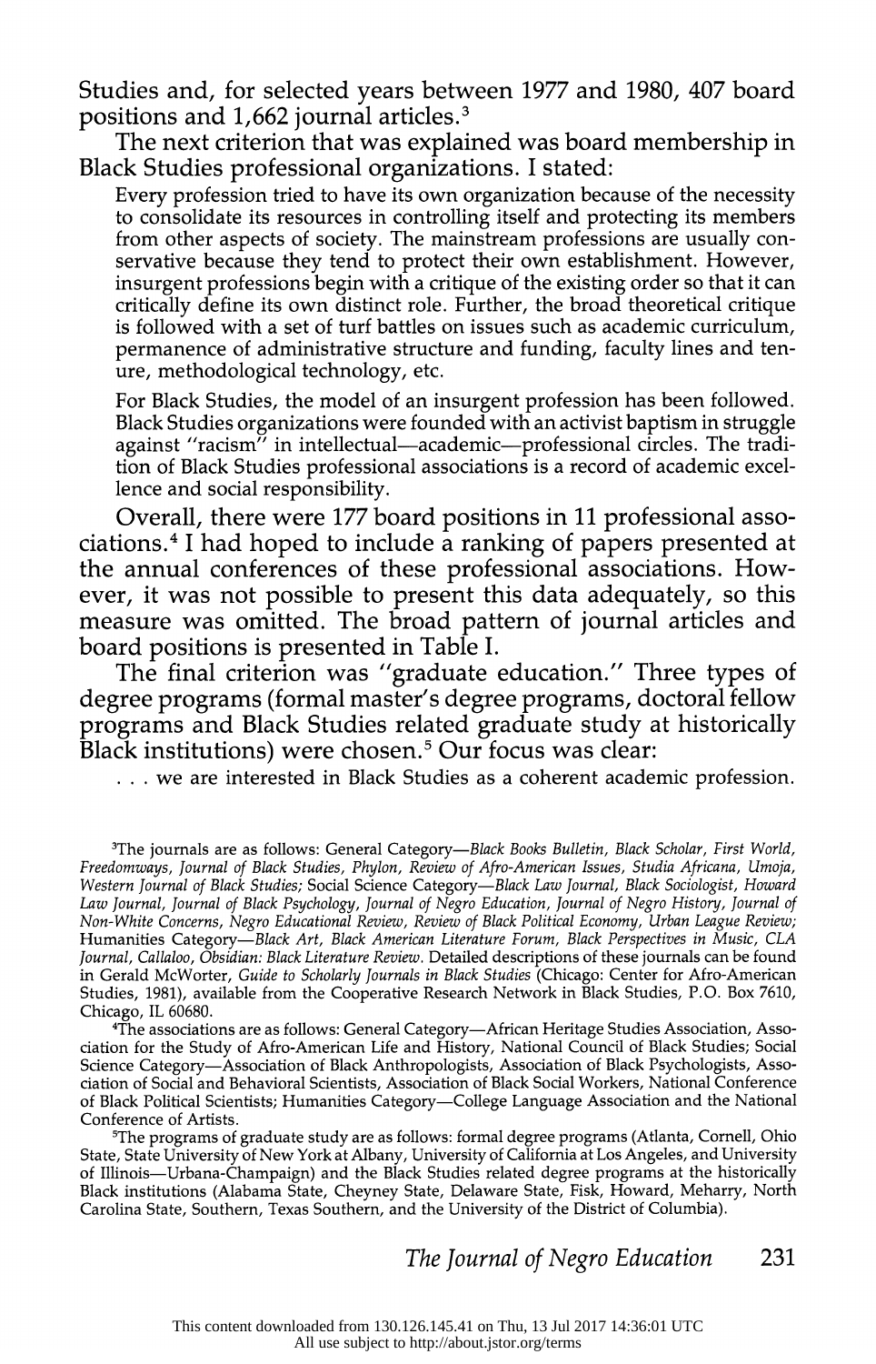Studies and, for selected years between 1977 and 1980, 407 board positions and 1,662 journal articles.[3]

The next criterion that was explained was board membership in Black Studies professional organizations. I stated:

> Every profession tried to have its own organization because of the necessity to consolidate its resources in controlling itself and protecting its members from other aspects of society. The mainstream professions are usually conservative because they tend to protect their own establishment. However, insurgent professions begin with a critique of the existing order so that it can critically define its own distinct role. Further, the broad theoretical critique is followed with a set of turf battles on issues such as academic curriculum, permanence of administrative structure and funding, faculty lines and tenure, methodological technology, etc.
>
> For Black Studies, the model of an insurgent profession has been followed. Black Studies organizations were founded with an activist baptism in struggle against "racism" in intellectual—academic—professional circles. The tradition of Black Studies professional associations is a record of academic excellence and social responsibility.

Overall, there were 177 board positions in 11 professional associations.[4] I had hoped to include a ranking of papers presented at the annual conferences of these professional associations. However, it was not possible to present this data adequately, so this measure was omitted. The broad pattern of journal articles and board positions is presented in Table I.

The final criterion was "graduate education." Three types of degree programs (formal master's degree programs, doctoral fellow programs and Black Studies related graduate study at historically Black institutions) were chosen.[5] Our focus was clear:

> . . . we are interested in Black Studies as a coherent academic profession.

---

[3]The journals are as follows: General Category—*Black Books Bulletin, Black Scholar, First World, Freedomways, Journal of Black Studies, Phylon, Review of Afro-American Issues, Studia Africana, Umoja, Western Journal of Black Studies;* Social Science Category—*Black Law Journal, Black Sociologist, Howard Law Journal, Journal of Black Psychology, Journal of Negro Education, Journal of Negro History, Journal of Non-White Concerns, Negro Educational Review, Review of Black Political Economy, Urban League Review;* Humanities Category—*Black Art, Black American Literature Forum, Black Perspectives in Music, CLA Journal, Callaloo, Obsidian: Black Literature Review.* Detailed descriptions of these journals can be found in Gerald McWorter, *Guide to Scholarly Journals in Black Studies* (Chicago: Center for Afro-American Studies, 1981), available from the Cooperative Research Network in Black Studies, P.O. Box 7610, Chicago, IL 60680.

[4]The associations are as follows: General Category—African Heritage Studies Association, Association for the Study of Afro-American Life and History, National Council of Black Studies; Social Science Category—Association of Black Anthropologists, Association of Black Psychologists, Association of Social and Behavioral Scientists, Association of Black Social Workers, National Conference of Black Political Scientists; Humanities Category—College Language Association and the National Conference of Artists.

[5]The programs of graduate study are as follows: formal degree programs (Atlanta, Cornell, Ohio State, State University of New York at Albany, University of California at Los Angeles, and University of Illinois—Urbana-Champaign) and the Black Studies related degree programs at the historically Black institutions (Alabama State, Cheyney State, Delaware State, Fisk, Howard, Meharry, North Carolina State, Southern, Texas Southern, and the University of the District of Columbia).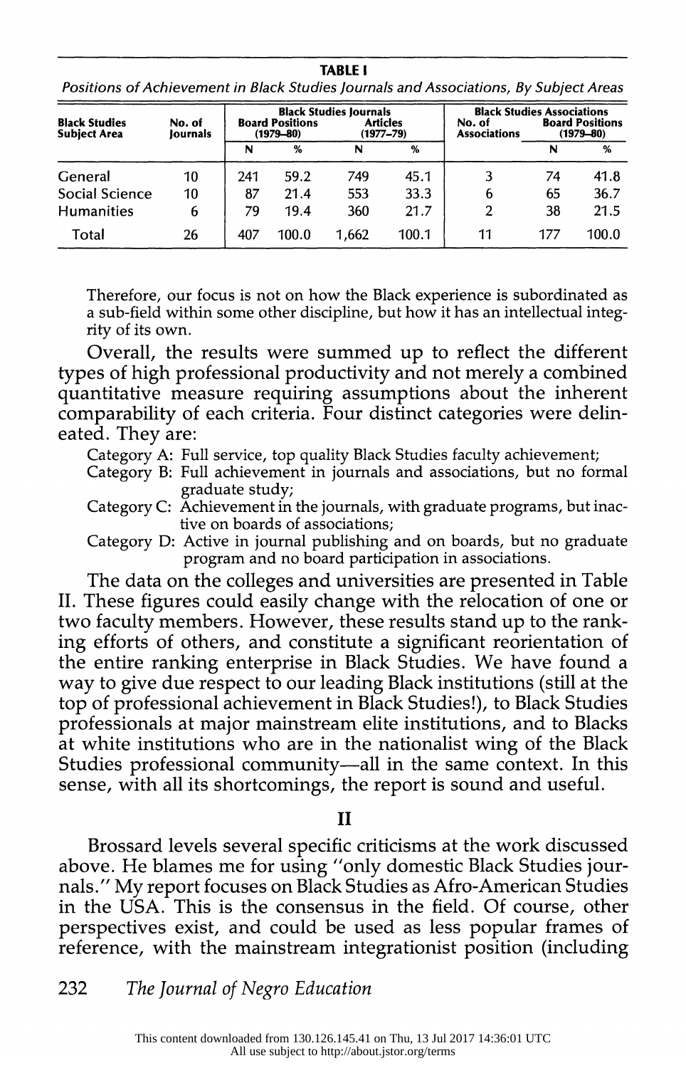**TABLE I**

*Positions of Achievement in Black Studies Journals and Associations, By Subject Areas*

| Black Studies Subject Area | No. of Journals | Black Studies Journals: Board Positions (1979–80) N | % | Articles (1977–79) N | % | Black Studies Associations: No. of Associations | Board Positions (1979–80) N | % |
|---|---|---|---|---|---|---|---|---|
| General | 10 | 241 | 59.2 | 749 | 45.1 | 3 | 74 | 41.8 |
| Social Science | 10 | 87 | 21.4 | 553 | 33.3 | 6 | 65 | 36.7 |
| Humanities | 6 | 79 | 19.4 | 360 | 21.7 | 2 | 38 | 21.5 |
| Total | 26 | 407 | 100.0 | 1,662 | 100.1 | 11 | 177 | 100.0 |

Therefore, our focus is not on how the Black experience is subordinated as a sub-field within some other discipline, but how it has an intellectual integrity of its own.

Overall, the results were summed up to reflect the different types of high professional productivity and not merely a combined quantitative measure requiring assumptions about the inherent comparability of each criteria. Four distinct categories were delineated. They are:

- Category A: Full service, top quality Black Studies faculty achievement;
- Category B: Full achievement in journals and associations, but no formal graduate study;
- Category C: Achievement in the journals, with graduate programs, but inactive on boards of associations;
- Category D: Active in journal publishing and on boards, but no graduate program and no board participation in associations.

The data on the colleges and universities are presented in Table II. These figures could easily change with the relocation of one or two faculty members. However, these results stand up to the ranking efforts of others, and constitute a significant reorientation of the entire ranking enterprise in Black Studies. We have found a way to give due respect to our leading Black institutions (still at the top of professional achievement in Black Studies!), to Black Studies professionals at major mainstream elite institutions, and to Blacks at white institutions who are in the nationalist wing of the Black Studies professional community—all in the same context. In this sense, with all its shortcomings, the report is sound and useful.

## II

Brossard levels several specific criticisms at the work discussed above. He blames me for using "only domestic Black Studies journals." My report focuses on Black Studies as Afro-American Studies in the USA. This is the consensus in the field. Of course, other perspectives exist, and could be used as less popular frames of reference, with the mainstream integrationist position (including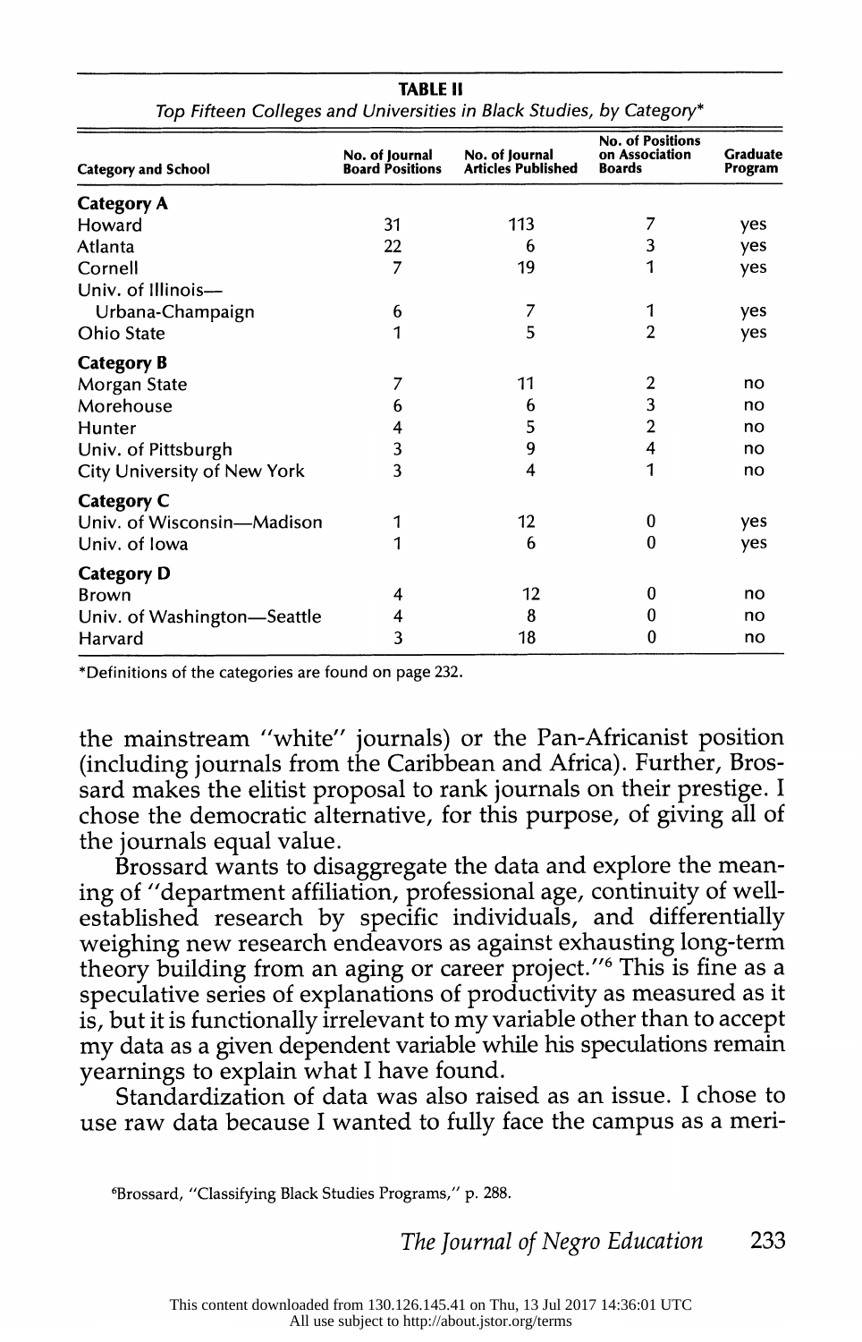**TABLE II**

*Top Fifteen Colleges and Universities in Black Studies, by Category**

| Category and School | No. of Journal Board Positions | No. of Journal Articles Published | No. of Positions on Association Boards | Graduate Program |
|---|---|---|---|---|
| **Category A** | | | | |
| Howard | 31 | 113 | 7 | yes |
| Atlanta | 22 | 6 | 3 | yes |
| Cornell | 7 | 19 | 1 | yes |
| Univ. of Illinois—Urbana-Champaign | 6 | 7 | 1 | yes |
| Ohio State | 1 | 5 | 2 | yes |
| **Category B** | | | | |
| Morgan State | 7 | 11 | 2 | no |
| Morehouse | 6 | 6 | 3 | no |
| Hunter | 4 | 5 | 2 | no |
| Univ. of Pittsburgh | 3 | 9 | 4 | no |
| City University of New York | 3 | 4 | 1 | no |
| **Category C** | | | | |
| Univ. of Wisconsin—Madison | 1 | 12 | 0 | yes |
| Univ. of Iowa | 1 | 6 | 0 | yes |
| **Category D** | | | | |
| Brown | 4 | 12 | 0 | no |
| Univ. of Washington—Seattle | 4 | 8 | 0 | no |
| Harvard | 3 | 18 | 0 | no |

*Definitions of the categories are found on page 232.

the mainstream "white" journals) or the Pan-Africanist position (including journals from the Caribbean and Africa). Further, Brossard makes the elitist proposal to rank journals on their prestige. I chose the democratic alternative, for this purpose, of giving all of the journals equal value.

Brossard wants to disaggregate the data and explore the meaning of "department affiliation, professional age, continuity of well-established research by specific individuals, and differentially weighing new research endeavors as against exhausting long-term theory building from an aging or career project."[6] This is fine as a speculative series of explanations of productivity as measured as it is, but it is functionally irrelevant to my variable other than to accept my data as a given dependent variable while his speculations remain yearnings to explain what I have found.

Standardization of data was also raised as an issue. I chose to use raw data because I wanted to fully face the campus as a meri-

[6] Brossard, "Classifying Black Studies Programs," p. 288.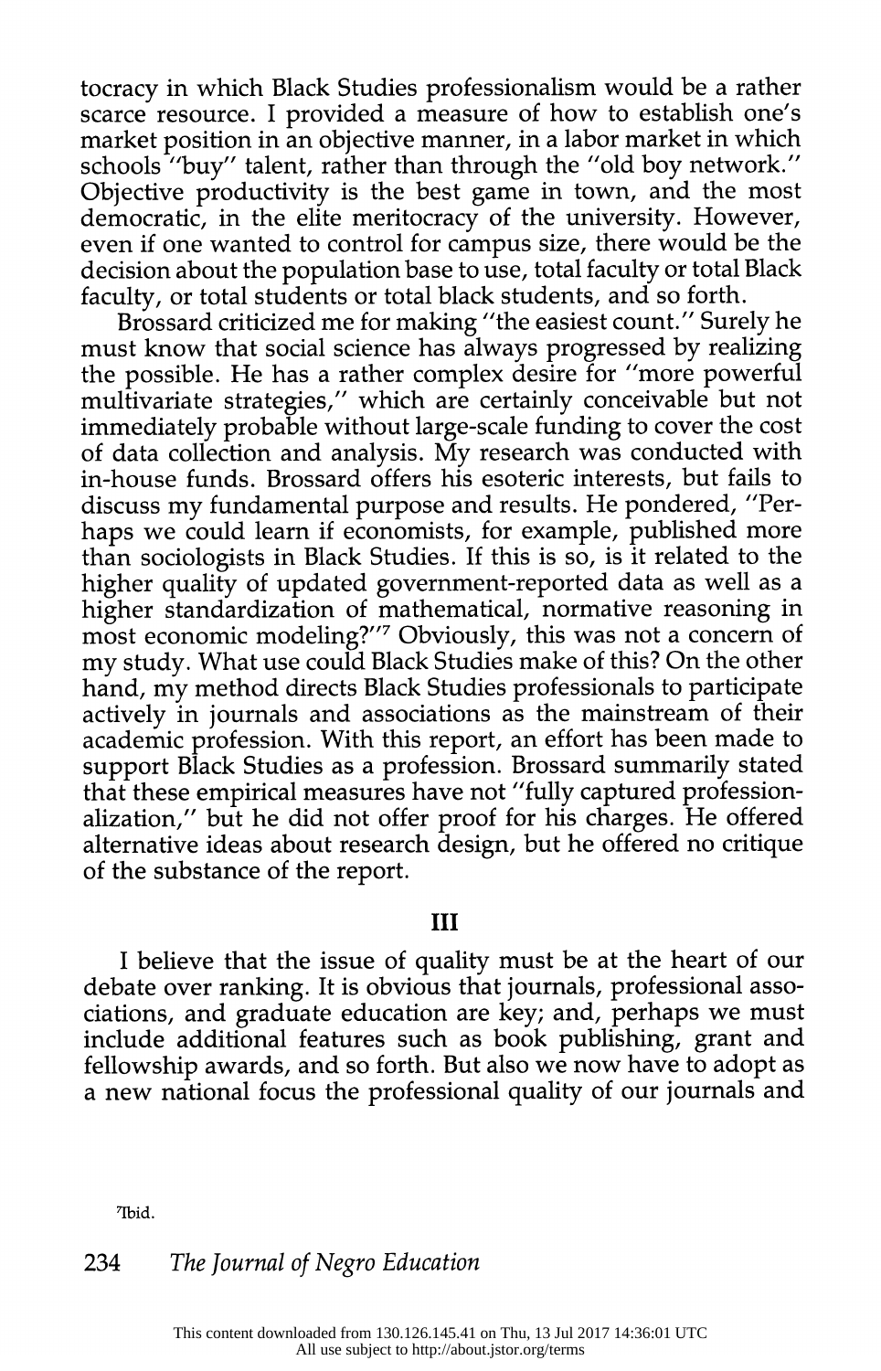tocracy in which Black Studies professionalism would be a rather scarce resource. I provided a measure of how to establish one's market position in an objective manner, in a labor market in which schools "buy" talent, rather than through the "old boy network." Objective productivity is the best game in town, and the most democratic, in the elite meritocracy of the university. However, even if one wanted to control for campus size, there would be the decision about the population base to use, total faculty or total Black faculty, or total students or total black students, and so forth.

Brossard criticized me for making "the easiest count." Surely he must know that social science has always progressed by realizing the possible. He has a rather complex desire for "more powerful multivariate strategies," which are certainly conceivable but not immediately probable without large-scale funding to cover the cost of data collection and analysis. My research was conducted with in-house funds. Brossard offers his esoteric interests, but fails to discuss my fundamental purpose and results. He pondered, "Perhaps we could learn if economists, for example, published more than sociologists in Black Studies. If this is so, is it related to the higher quality of updated government-reported data as well as a higher standardization of mathematical, normative reasoning in most economic modeling?"[7] Obviously, this was not a concern of my study. What use could Black Studies make of this? On the other hand, my method directs Black Studies professionals to participate actively in journals and associations as the mainstream of their academic profession. With this report, an effort has been made to support Black Studies as a profession. Brossard summarily stated that these empirical measures have not "fully captured professionalization," but he did not offer proof for his charges. He offered alternative ideas about research design, but he offered no critique of the substance of the report.

## III

I believe that the issue of quality must be at the heart of our debate over ranking. It is obvious that journals, professional associations, and graduate education are key; and, perhaps we must include additional features such as book publishing, grant and fellowship awards, and so forth. But also we now have to adopt as a new national focus the professional quality of our journals and

[7]Ibid.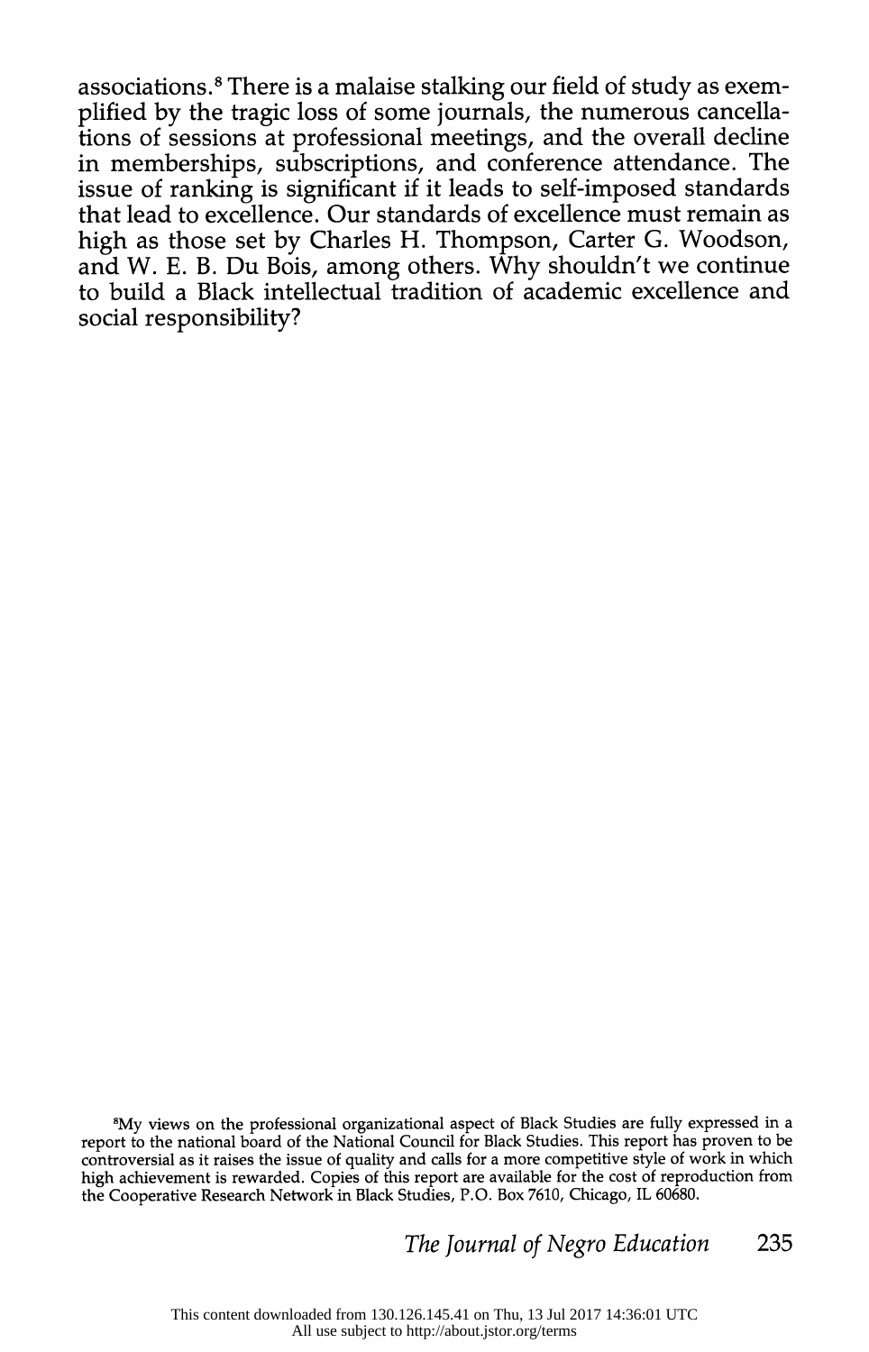associations.[8] There is a malaise stalking our field of study as exemplified by the tragic loss of some journals, the numerous cancellations of sessions at professional meetings, and the overall decline in memberships, subscriptions, and conference attendance. The issue of ranking is significant if it leads to self-imposed standards that lead to excellence. Our standards of excellence must remain as high as those set by Charles H. Thompson, Carter G. Woodson, and W. E. B. Du Bois, among others. Why shouldn't we continue to build a Black intellectual tradition of academic excellence and social responsibility?

[8]My views on the professional organizational aspect of Black Studies are fully expressed in a report to the national board of the National Council for Black Studies. This report has proven to be controversial as it raises the issue of quality and calls for a more competitive style of work in which high achievement is rewarded. Copies of this report are available for the cost of reproduction from the Cooperative Research Network in Black Studies, P.O. Box 7610, Chicago, IL 60680.